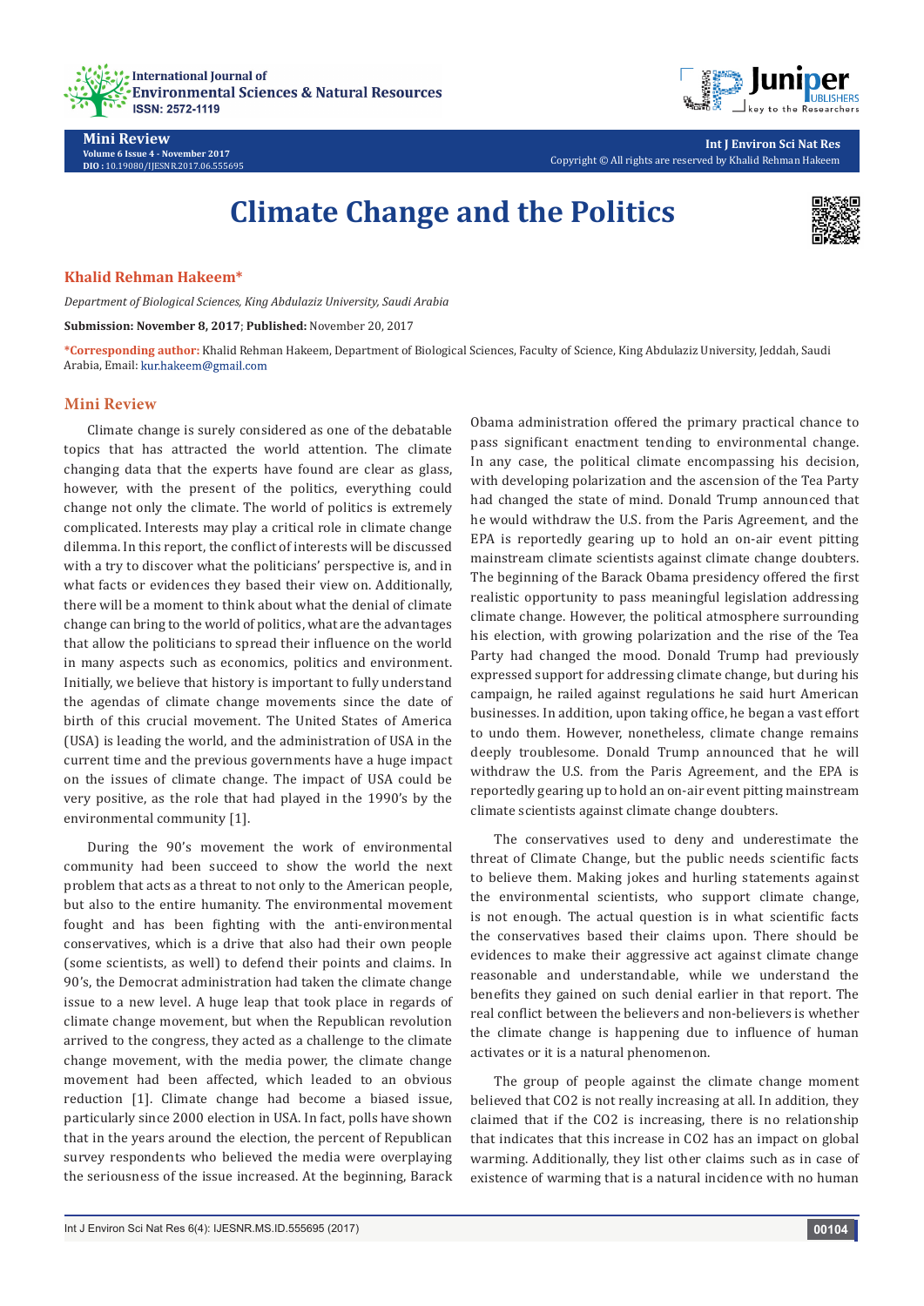Mini Review

Volume 6 Issue 4 - November 2017

DIO : 10.19080/IJESNR.2017.06.555695

Int J Environ Sci Nat Res

Copyright © All rights are reserved by Khalid Rehman Hakeem

# Climate Change and the Politics

**Khalid Rehman Hakeem***

*Department of Biological Sciences, King Abdulaziz University, Saudi Arabia*

**Submission: November 8, 2017**; **Published:** November 20, 2017

***Corresponding author:** Khalid Rehman Hakeem, Department of Biological Sciences, Faculty of Science, King Abdulaziz University, Jeddah, Saudi Arabia, Email: kur.hakeem@gmail.com

## Mini Review

Climate change is surely considered as one of the debatable topics that has attracted the world attention. The climate changing data that the experts have found are clear as glass, however, with the present of the politics, everything could change not only the climate. The world of politics is extremely complicated. Interests may play a critical role in climate change dilemma. In this report, the conflict of interests will be discussed with a try to discover what the politicians' perspective is, and in what facts or evidences they based their view on. Additionally, there will be a moment to think about what the denial of climate change can bring to the world of politics, what are the advantages that allow the politicians to spread their influence on the world in many aspects such as economics, politics and environment. Initially, we believe that history is important to fully understand the agendas of climate change movements since the date of birth of this crucial movement. The United States of America (USA) is leading the world, and the administration of USA in the current time and the previous governments have a huge impact on the issues of climate change. The impact of USA could be very positive, as the role that had played in the 1990's by the environmental community [1].

During the 90's movement the work of environmental community had been succeed to show the world the next problem that acts as a threat to not only to the American people, but also to the entire humanity. The environmental movement fought and has been fighting with the anti-environmental conservatives, which is a drive that also had their own people (some scientists, as well) to defend their points and claims. In 90's, the Democrat administration had taken the climate change issue to a new level. A huge leap that took place in regards of climate change movement, but when the Republican revolution arrived to the congress, they acted as a challenge to the climate change movement, with the media power, the climate change movement had been affected, which leaded to an obvious reduction [1]. Climate change had become a biased issue, particularly since 2000 election in USA. In fact, polls have shown that in the years around the election, the percent of Republican survey respondents who believed the media were overplaying the seriousness of the issue increased. At the beginning, Barack Obama administration offered the primary practical chance to pass significant enactment tending to environmental change. In any case, the political climate encompassing his decision, with developing polarization and the ascension of the Tea Party had changed the state of mind. Donald Trump announced that he would withdraw the U.S. from the Paris Agreement, and the EPA is reportedly gearing up to hold an on-air event pitting mainstream climate scientists against climate change doubters. The beginning of the Barack Obama presidency offered the first realistic opportunity to pass meaningful legislation addressing climate change. However, the political atmosphere surrounding his election, with growing polarization and the rise of the Tea Party had changed the mood. Donald Trump had previously expressed support for addressing climate change, but during his campaign, he railed against regulations he said hurt American businesses. In addition, upon taking office, he began a vast effort to undo them. However, nonetheless, climate change remains deeply troublesome. Donald Trump announced that he will withdraw the U.S. from the Paris Agreement, and the EPA is reportedly gearing up to hold an on-air event pitting mainstream climate scientists against climate change doubters.

The conservatives used to deny and underestimate the threat of Climate Change, but the public needs scientific facts to believe them. Making jokes and hurling statements against the environmental scientists, who support climate change, is not enough. The actual question is in what scientific facts the conservatives based their claims upon. There should be evidences to make their aggressive act against climate change reasonable and understandable, while we understand the benefits they gained on such denial earlier in that report. The real conflict between the believers and non-believers is whether the climate change is happening due to influence of human activates or it is a natural phenomenon.

The group of people against the climate change moment believed that $CO_2$ is not really increasing at all. In addition, they claimed that if the $CO_2$ is increasing, there is no relationship that indicates that this increase in $CO_2$ has an impact on global warming. Additionally, they list other claims such as in case of existence of warming that is a natural incidence with no human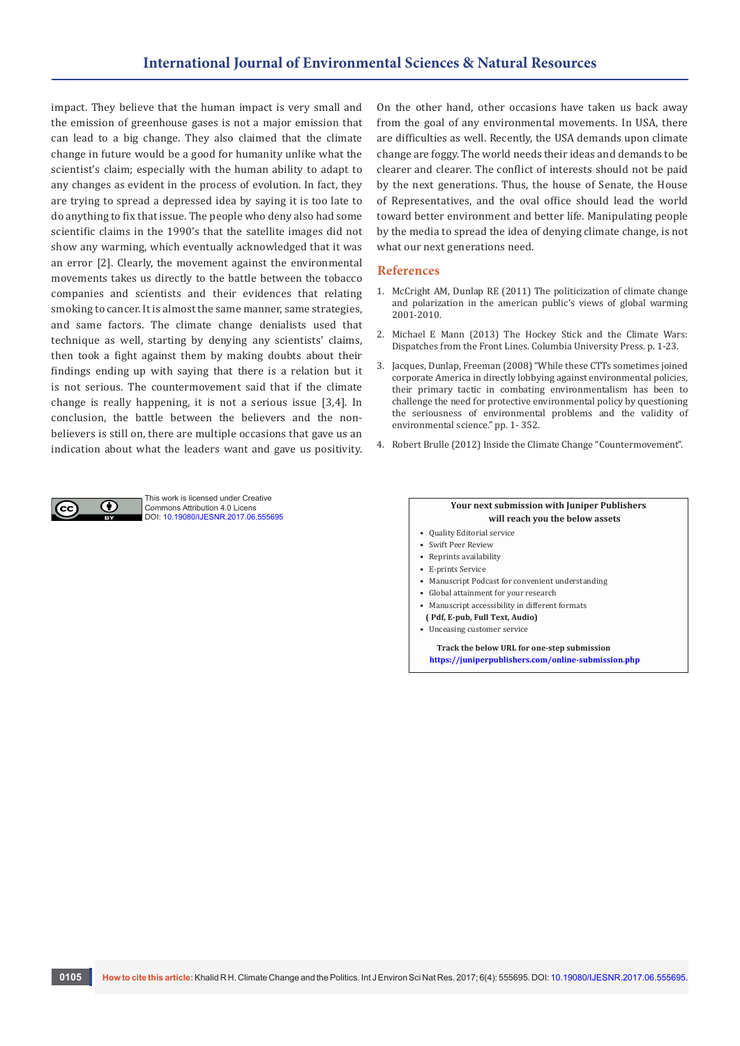impact. They believe that the human impact is very small and the emission of greenhouse gases is not a major emission that can lead to a big change. They also claimed that the climate change in future would be a good for humanity unlike what the scientist's claim; especially with the human ability to adapt to any changes as evident in the process of evolution. In fact, they are trying to spread a depressed idea by saying it is too late to do anything to fix that issue. The people who deny also had some scientific claims in the 1990's that the satellite images did not show any warming, which eventually acknowledged that it was an error [2]. Clearly, the movement against the environmental movements takes us directly to the battle between the tobacco companies and scientists and their evidences that relating smoking to cancer. It is almost the same manner, same strategies, and same factors. The climate change denialists used that technique as well, starting by denying any scientists' claims, then took a fight against them by making doubts about their findings ending up with saying that there is a relation but it is not serious. The countermovement said that if the climate change is really happening, it is not a serious issue [3,4]. In conclusion, the battle between the believers and the non-believers is still on, there are multiple occasions that gave us an indication about what the leaders want and gave us positivity.

On the other hand, other occasions have taken us back away from the goal of any environmental movements. In USA, there are difficulties as well. Recently, the USA demands upon climate change are foggy. The world needs their ideas and demands to be clearer and clearer. The conflict of interests should not be paid by the next generations. Thus, the house of Senate, the House of Representatives, and the oval office should lead the world toward better environment and better life. Manipulating people by the media to spread the idea of denying climate change, is not what our next generations need.

## References

1. McCright AM, Dunlap RE (2011) The politicization of climate change and polarization in the american public's views of global warming 2001-2010.
2. Michael E Mann (2013) The Hockey Stick and the Climate Wars: Dispatches from the Front Lines. Columbia University Press. p. 1-23.
3. Jacques, Dunlap, Freeman (2008) "While these CTTs sometimes joined corporate America in directly lobbying against environmental policies, their primary tactic in combating environmentalism has been to challenge the need for protective environmental policy by questioning the seriousness of environmental problems and the validity of environmental science." pp. 1- 352.
4. Robert Brulle (2012) Inside the Climate Change "Countermovement".

This work is licensed under Creative Commons Attribution 4.0 Licens
DOI: 10.19080/IJESNR.2017.06.555695

**Your next submission with Juniper Publishers will reach you the below assets**

- Quality Editorial service
- Swift Peer Review
- Reprints availability
- E-prints Service
- Manuscript Podcast for convenient understanding
- Global attainment for your research
- Manuscript accessibility in different formats
  **( Pdf, E-pub, Full Text, Audio)**
- Unceasing customer service

**Track the below URL for one-step submission**
**https://juniperpublishers.com/online-submission.php**

**How to cite this article:** Khalid R H. Climate Change and the Politics. Int J Environ Sci Nat Res. 2017; 6(4): 555695. DOI: 10.19080/IJESNR.2017.06.555695.